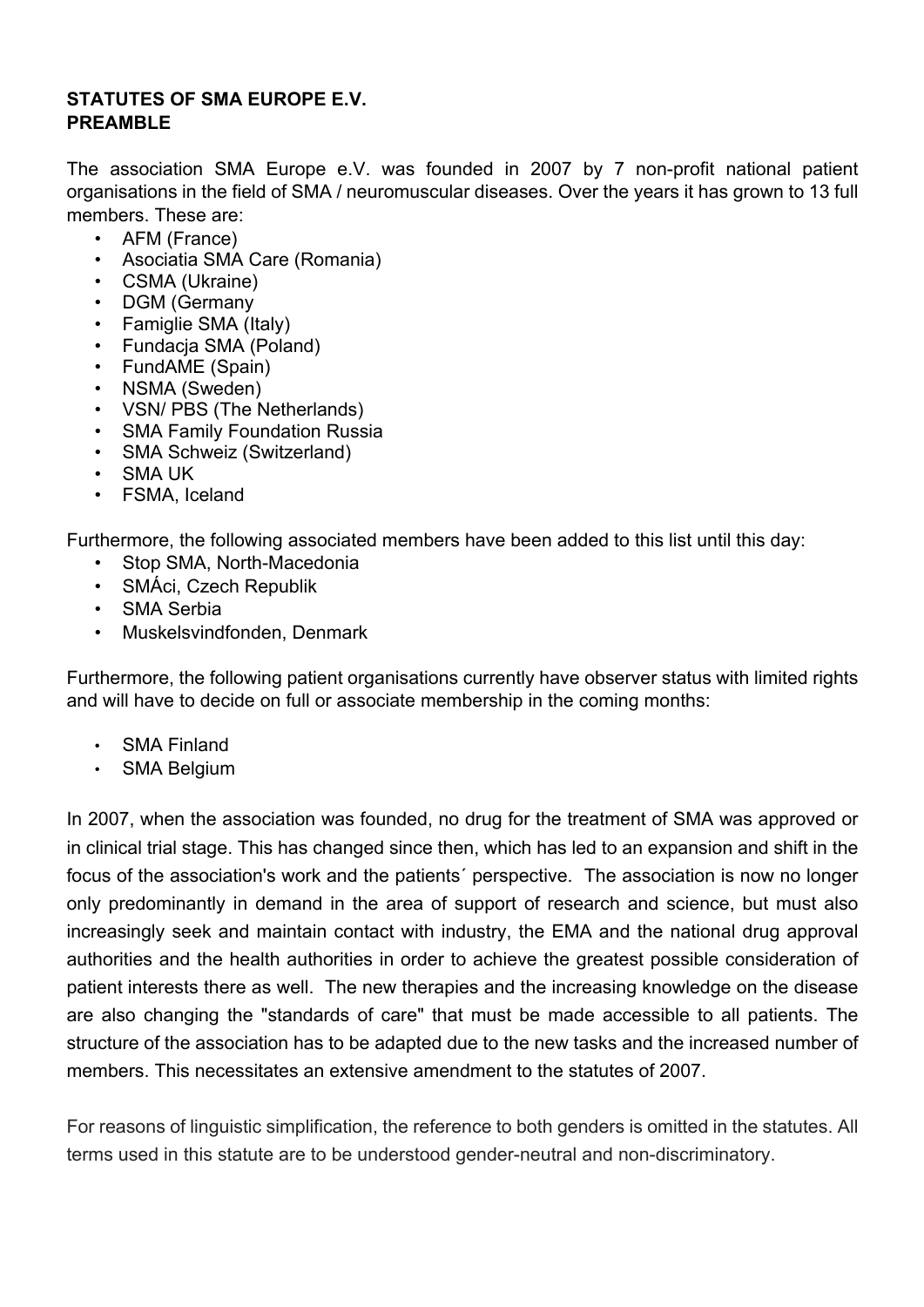**STATUTES OF SMA EUROPE E.V.**
**PREAMBLE**

The association SMA Europe e.V. was founded in 2007 by 7 non-profit national patient organisations in the field of SMA / neuromuscular diseases. Over the years it has grown to 13 full members. These are:

- AFM (France)
- Asociatia SMA Care (Romania)
- CSMA (Ukraine)
- DGM (Germany
- Famiglie SMA (Italy)
- Fundacja SMA (Poland)
- FundAME (Spain)
- NSMA (Sweden)
- VSN/ PBS (The Netherlands)
- SMA Family Foundation Russia
- SMA Schweiz (Switzerland)
- SMA UK
- FSMA, Iceland

Furthermore, the following associated members have been added to this list until this day:

- Stop SMA, North-Macedonia
- SMÁci, Czech Republik
- SMA Serbia
- Muskelsvindfonden, Denmark

Furthermore, the following patient organisations currently have observer status with limited rights and will have to decide on full or associate membership in the coming months:

- SMA Finland
- SMA Belgium

In 2007, when the association was founded, no drug for the treatment of SMA was approved or in clinical trial stage. This has changed since then, which has led to an expansion and shift in the focus of the association's work and the patients´ perspective. The association is now no longer only predominantly in demand in the area of support of research and science, but must also increasingly seek and maintain contact with industry, the EMA and the national drug approval authorities and the health authorities in order to achieve the greatest possible consideration of patient interests there as well. The new therapies and the increasing knowledge on the disease are also changing the "standards of care" that must be made accessible to all patients. The structure of the association has to be adapted due to the new tasks and the increased number of members. This necessitates an extensive amendment to the statutes of 2007.

For reasons of linguistic simplification, the reference to both genders is omitted in the statutes. All terms used in this statute are to be understood gender-neutral and non-discriminatory.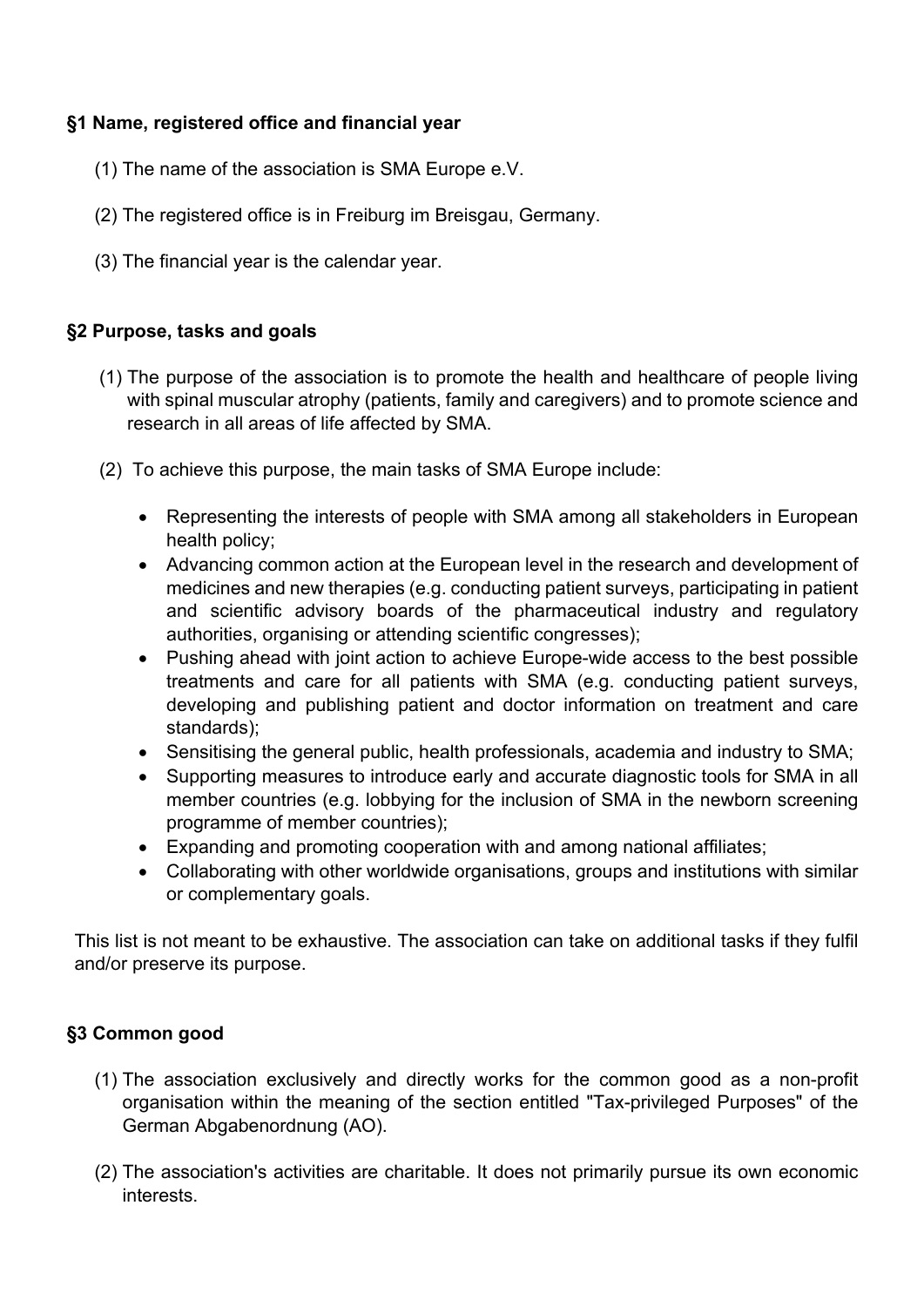## §1 Name, registered office and financial year

(1) The name of the association is SMA Europe e.V.

(2) The registered office is in Freiburg im Breisgau, Germany.

(3) The financial year is the calendar year.

## §2 Purpose, tasks and goals

(1) The purpose of the association is to promote the health and healthcare of people living with spinal muscular atrophy (patients, family and caregivers) and to promote science and research in all areas of life affected by SMA.

(2) To achieve this purpose, the main tasks of SMA Europe include:

- Representing the interests of people with SMA among all stakeholders in European health policy;
- Advancing common action at the European level in the research and development of medicines and new therapies (e.g. conducting patient surveys, participating in patient and scientific advisory boards of the pharmaceutical industry and regulatory authorities, organising or attending scientific congresses);
- Pushing ahead with joint action to achieve Europe-wide access to the best possible treatments and care for all patients with SMA (e.g. conducting patient surveys, developing and publishing patient and doctor information on treatment and care standards);
- Sensitising the general public, health professionals, academia and industry to SMA;
- Supporting measures to introduce early and accurate diagnostic tools for SMA in all member countries (e.g. lobbying for the inclusion of SMA in the newborn screening programme of member countries);
- Expanding and promoting cooperation with and among national affiliates;
- Collaborating with other worldwide organisations, groups and institutions with similar or complementary goals.

This list is not meant to be exhaustive. The association can take on additional tasks if they fulfil and/or preserve its purpose.

## §3 Common good

(1) The association exclusively and directly works for the common good as a non-profit organisation within the meaning of the section entitled "Tax-privileged Purposes" of the German Abgabenordnung (AO).

(2) The association's activities are charitable. It does not primarily pursue its own economic interests.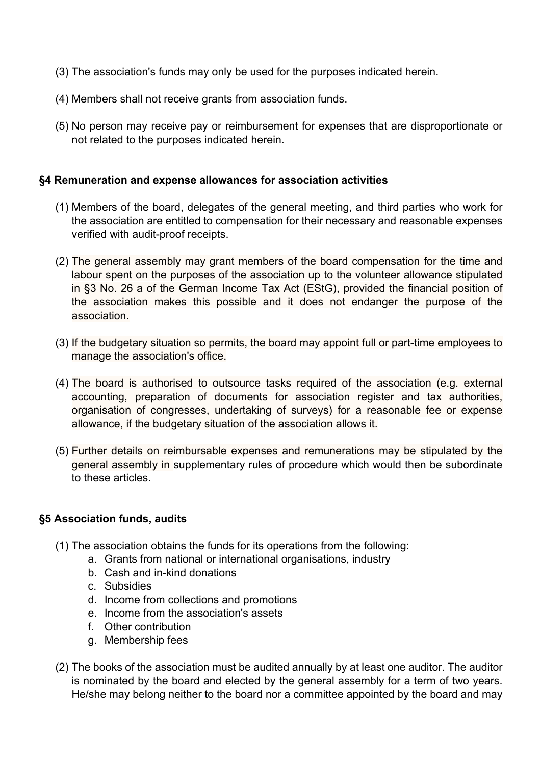(3) The association's funds may only be used for the purposes indicated herein.

(4) Members shall not receive grants from association funds.

(5) No person may receive pay or reimbursement for expenses that are disproportionate or not related to the purposes indicated herein.

### §4 Remuneration and expense allowances for association activities

(1) Members of the board, delegates of the general meeting, and third parties who work for the association are entitled to compensation for their necessary and reasonable expenses verified with audit-proof receipts.

(2) The general assembly may grant members of the board compensation for the time and labour spent on the purposes of the association up to the volunteer allowance stipulated in §3 No. 26 a of the German Income Tax Act (EStG), provided the financial position of the association makes this possible and it does not endanger the purpose of the association.

(3) If the budgetary situation so permits, the board may appoint full or part-time employees to manage the association's office.

(4) The board is authorised to outsource tasks required of the association (e.g. external accounting, preparation of documents for association register and tax authorities, organisation of congresses, undertaking of surveys) for a reasonable fee or expense allowance, if the budgetary situation of the association allows it.

(5) Further details on reimbursable expenses and remunerations may be stipulated by the general assembly in supplementary rules of procedure which would then be subordinate to these articles.

### §5 Association funds, audits

(1) The association obtains the funds for its operations from the following:
   a. Grants from national or international organisations, industry
   b. Cash and in-kind donations
   c. Subsidies
   d. Income from collections and promotions
   e. Income from the association's assets
   f. Other contribution
   g. Membership fees

(2) The books of the association must be audited annually by at least one auditor. The auditor is nominated by the board and elected by the general assembly for a term of two years. He/she may belong neither to the board nor a committee appointed by the board and may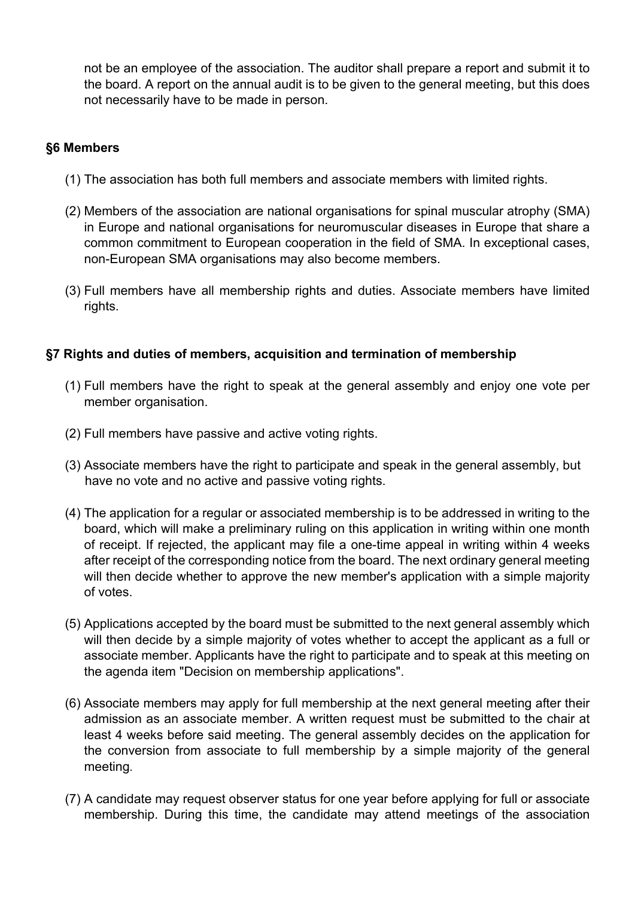not be an employee of the association. The auditor shall prepare a report and submit it to the board. A report on the annual audit is to be given to the general meeting, but this does not necessarily have to be made in person.

### §6 Members

(1) The association has both full members and associate members with limited rights.

(2) Members of the association are national organisations for spinal muscular atrophy (SMA) in Europe and national organisations for neuromuscular diseases in Europe that share a common commitment to European cooperation in the field of SMA. In exceptional cases, non-European SMA organisations may also become members.

(3) Full members have all membership rights and duties. Associate members have limited rights.

### §7 Rights and duties of members, acquisition and termination of membership

(1) Full members have the right to speak at the general assembly and enjoy one vote per member organisation.

(2) Full members have passive and active voting rights.

(3) Associate members have the right to participate and speak in the general assembly, but have no vote and no active and passive voting rights.

(4) The application for a regular or associated membership is to be addressed in writing to the board, which will make a preliminary ruling on this application in writing within one month of receipt. If rejected, the applicant may file a one-time appeal in writing within 4 weeks after receipt of the corresponding notice from the board. The next ordinary general meeting will then decide whether to approve the new member's application with a simple majority of votes.

(5) Applications accepted by the board must be submitted to the next general assembly which will then decide by a simple majority of votes whether to accept the applicant as a full or associate member. Applicants have the right to participate and to speak at this meeting on the agenda item "Decision on membership applications".

(6) Associate members may apply for full membership at the next general meeting after their admission as an associate member. A written request must be submitted to the chair at least 4 weeks before said meeting. The general assembly decides on the application for the conversion from associate to full membership by a simple majority of the general meeting.

(7) A candidate may request observer status for one year before applying for full or associate membership. During this time, the candidate may attend meetings of the association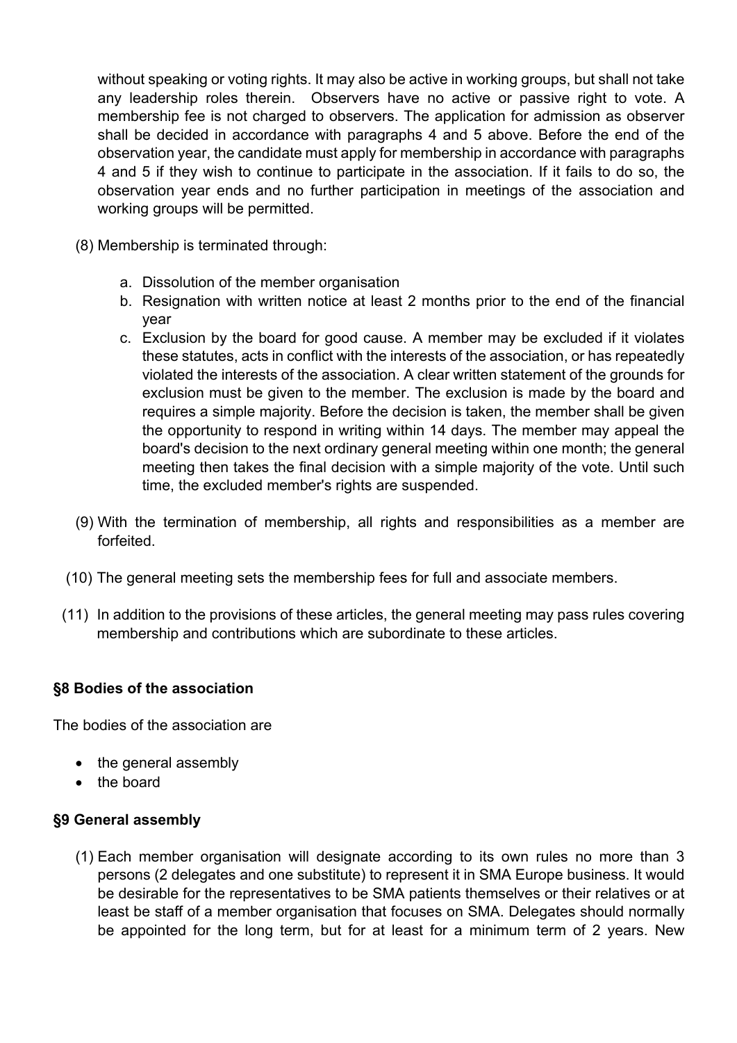without speaking or voting rights. It may also be active in working groups, but shall not take any leadership roles therein. Observers have no active or passive right to vote. A membership fee is not charged to observers. The application for admission as observer shall be decided in accordance with paragraphs 4 and 5 above. Before the end of the observation year, the candidate must apply for membership in accordance with paragraphs 4 and 5 if they wish to continue to participate in the association. If it fails to do so, the observation year ends and no further participation in meetings of the association and working groups will be permitted.

(8) Membership is terminated through:

a. Dissolution of the member organisation
b. Resignation with written notice at least 2 months prior to the end of the financial year
c. Exclusion by the board for good cause. A member may be excluded if it violates these statutes, acts in conflict with the interests of the association, or has repeatedly violated the interests of the association. A clear written statement of the grounds for exclusion must be given to the member. The exclusion is made by the board and requires a simple majority. Before the decision is taken, the member shall be given the opportunity to respond in writing within 14 days. The member may appeal the board's decision to the next ordinary general meeting within one month; the general meeting then takes the final decision with a simple majority of the vote. Until such time, the excluded member's rights are suspended.

(9) With the termination of membership, all rights and responsibilities as a member are forfeited.

(10) The general meeting sets the membership fees for full and associate members.

(11) In addition to the provisions of these articles, the general meeting may pass rules covering membership and contributions which are subordinate to these articles.

### §8 Bodies of the association

The bodies of the association are

- the general assembly
- the board

### §9 General assembly

(1) Each member organisation will designate according to its own rules no more than 3 persons (2 delegates and one substitute) to represent it in SMA Europe business. It would be desirable for the representatives to be SMA patients themselves or their relatives or at least be staff of a member organisation that focuses on SMA. Delegates should normally be appointed for the long term, but for at least for a minimum term of 2 years. New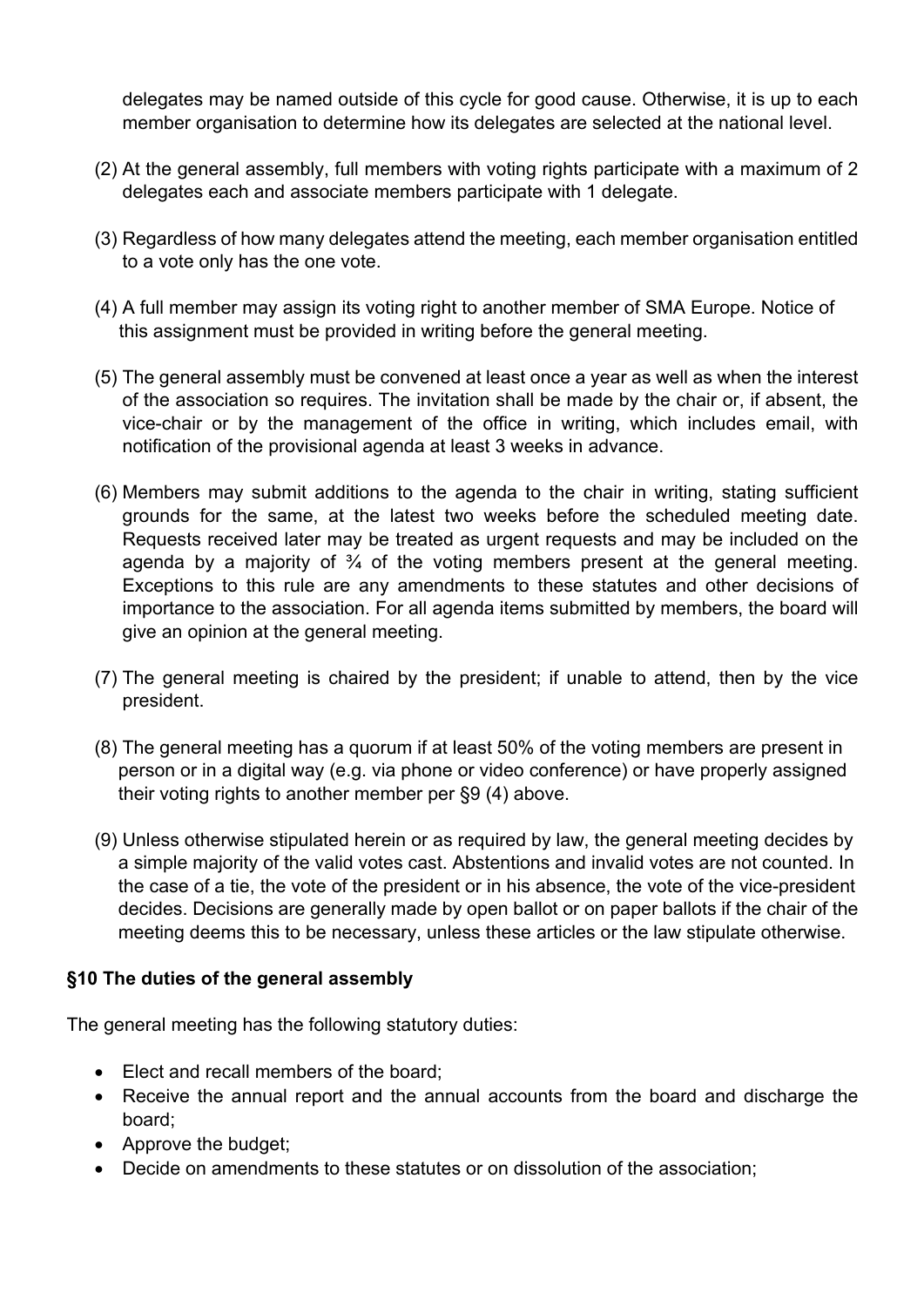delegates may be named outside of this cycle for good cause. Otherwise, it is up to each member organisation to determine how its delegates are selected at the national level.

(2) At the general assembly, full members with voting rights participate with a maximum of 2 delegates each and associate members participate with 1 delegate.

(3) Regardless of how many delegates attend the meeting, each member organisation entitled to a vote only has the one vote.

(4) A full member may assign its voting right to another member of SMA Europe. Notice of this assignment must be provided in writing before the general meeting.

(5) The general assembly must be convened at least once a year as well as when the interest of the association so requires. The invitation shall be made by the chair or, if absent, the vice-chair or by the management of the office in writing, which includes email, with notification of the provisional agenda at least 3 weeks in advance.

(6) Members may submit additions to the agenda to the chair in writing, stating sufficient grounds for the same, at the latest two weeks before the scheduled meeting date. Requests received later may be treated as urgent requests and may be included on the agenda by a majority of ¾ of the voting members present at the general meeting. Exceptions to this rule are any amendments to these statutes and other decisions of importance to the association. For all agenda items submitted by members, the board will give an opinion at the general meeting.

(7) The general meeting is chaired by the president; if unable to attend, then by the vice president.

(8) The general meeting has a quorum if at least 50% of the voting members are present in person or in a digital way (e.g. via phone or video conference) or have properly assigned their voting rights to another member per §9 (4) above.

(9) Unless otherwise stipulated herein or as required by law, the general meeting decides by a simple majority of the valid votes cast. Abstentions and invalid votes are not counted. In the case of a tie, the vote of the president or in his absence, the vote of the vice-president decides. Decisions are generally made by open ballot or on paper ballots if the chair of the meeting deems this to be necessary, unless these articles or the law stipulate otherwise.

**§10 The duties of the general assembly**

The general meeting has the following statutory duties:

- Elect and recall members of the board;
- Receive the annual report and the annual accounts from the board and discharge the board;
- Approve the budget;
- Decide on amendments to these statutes or on dissolution of the association;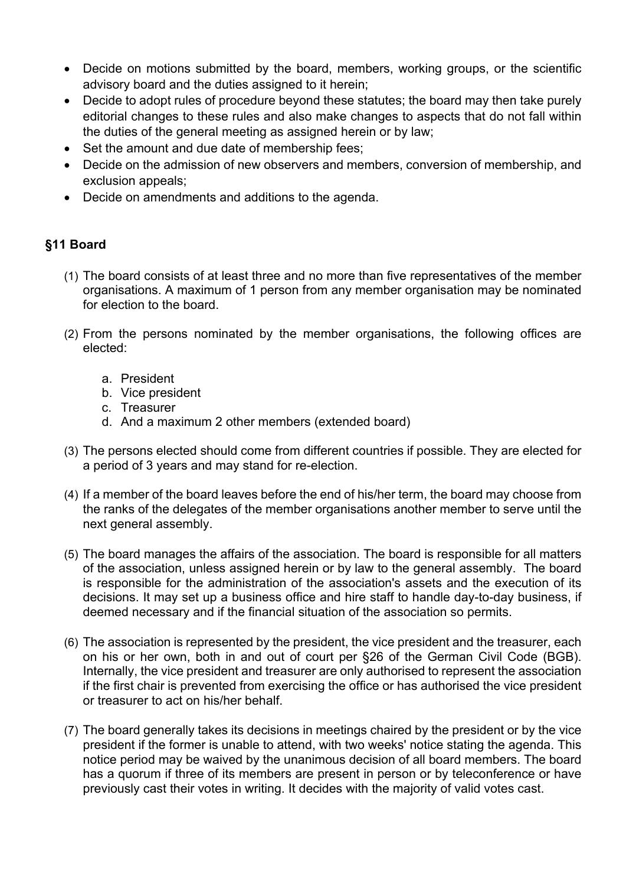- Decide on motions submitted by the board, members, working groups, or the scientific advisory board and the duties assigned to it herein;
- Decide to adopt rules of procedure beyond these statutes; the board may then take purely editorial changes to these rules and also make changes to aspects that do not fall within the duties of the general meeting as assigned herein or by law;
- Set the amount and due date of membership fees;
- Decide on the admission of new observers and members, conversion of membership, and exclusion appeals;
- Decide on amendments and additions to the agenda.

### §11 Board

(1) The board consists of at least three and no more than five representatives of the member organisations. A maximum of 1 person from any member organisation may be nominated for election to the board.

(2) From the persons nominated by the member organisations, the following offices are elected:

   a. President
   b. Vice president
   c. Treasurer
   d. And a maximum 2 other members (extended board)

(3) The persons elected should come from different countries if possible. They are elected for a period of 3 years and may stand for re-election.

(4) If a member of the board leaves before the end of his/her term, the board may choose from the ranks of the delegates of the member organisations another member to serve until the next general assembly.

(5) The board manages the affairs of the association. The board is responsible for all matters of the association, unless assigned herein or by law to the general assembly. The board is responsible for the administration of the association's assets and the execution of its decisions. It may set up a business office and hire staff to handle day-to-day business, if deemed necessary and if the financial situation of the association so permits.

(6) The association is represented by the president, the vice president and the treasurer, each on his or her own, both in and out of court per §26 of the German Civil Code (BGB). Internally, the vice president and treasurer are only authorised to represent the association if the first chair is prevented from exercising the office or has authorised the vice president or treasurer to act on his/her behalf.

(7) The board generally takes its decisions in meetings chaired by the president or by the vice president if the former is unable to attend, with two weeks' notice stating the agenda. This notice period may be waived by the unanimous decision of all board members. The board has a quorum if three of its members are present in person or by teleconference or have previously cast their votes in writing. It decides with the majority of valid votes cast.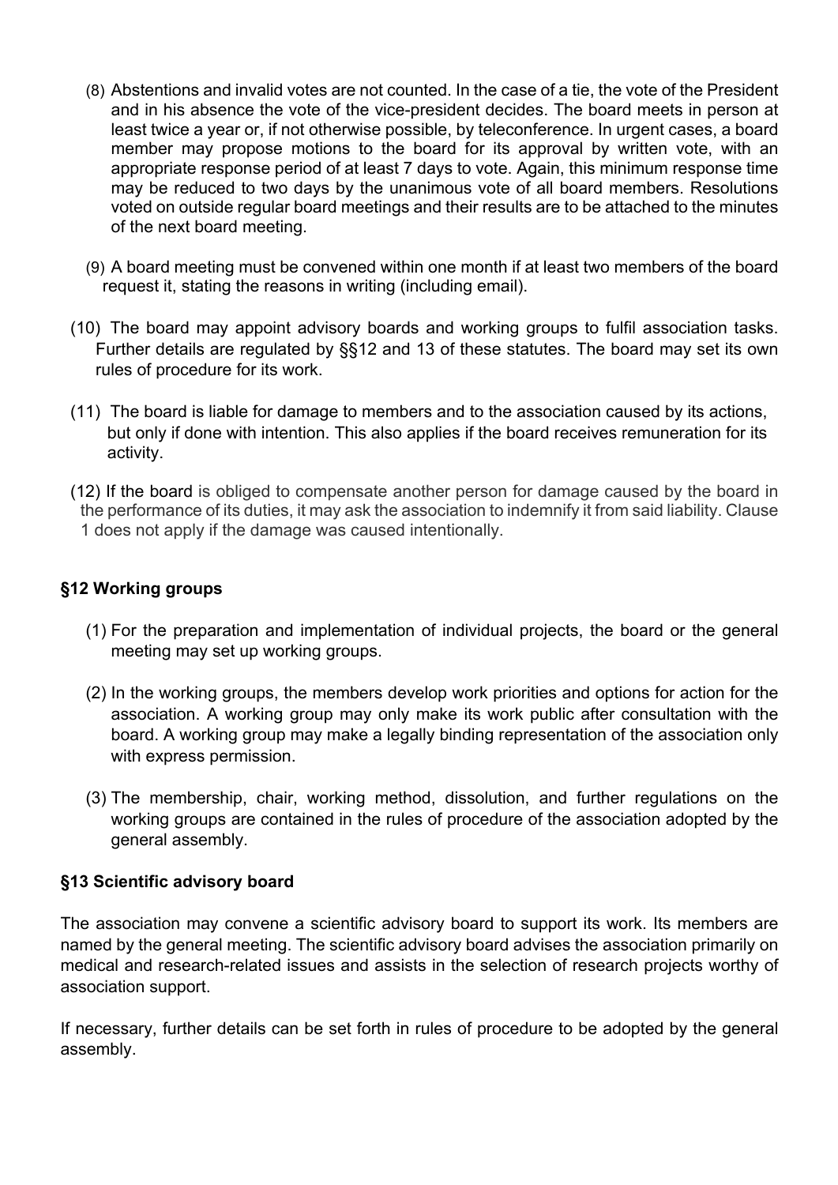(8) Abstentions and invalid votes are not counted. In the case of a tie, the vote of the President and in his absence the vote of the vice-president decides. The board meets in person at least twice a year or, if not otherwise possible, by teleconference. In urgent cases, a board member may propose motions to the board for its approval by written vote, with an appropriate response period of at least 7 days to vote. Again, this minimum response time may be reduced to two days by the unanimous vote of all board members. Resolutions voted on outside regular board meetings and their results are to be attached to the minutes of the next board meeting.

(9) A board meeting must be convened within one month if at least two members of the board request it, stating the reasons in writing (including email).

(10) The board may appoint advisory boards and working groups to fulfil association tasks. Further details are regulated by §§12 and 13 of these statutes. The board may set its own rules of procedure for its work.

(11) The board is liable for damage to members and to the association caused by its actions, but only if done with intention. This also applies if the board receives remuneration for its activity.

(12) If the board is obliged to compensate another person for damage caused by the board in the performance of its duties, it may ask the association to indemnify it from said liability. Clause 1 does not apply if the damage was caused intentionally.

### §12 Working groups

(1) For the preparation and implementation of individual projects, the board or the general meeting may set up working groups.

(2) In the working groups, the members develop work priorities and options for action for the association. A working group may only make its work public after consultation with the board. A working group may make a legally binding representation of the association only with express permission.

(3) The membership, chair, working method, dissolution, and further regulations on the working groups are contained in the rules of procedure of the association adopted by the general assembly.

### §13 Scientific advisory board

The association may convene a scientific advisory board to support its work. Its members are named by the general meeting. The scientific advisory board advises the association primarily on medical and research-related issues and assists in the selection of research projects worthy of association support.

If necessary, further details can be set forth in rules of procedure to be adopted by the general assembly.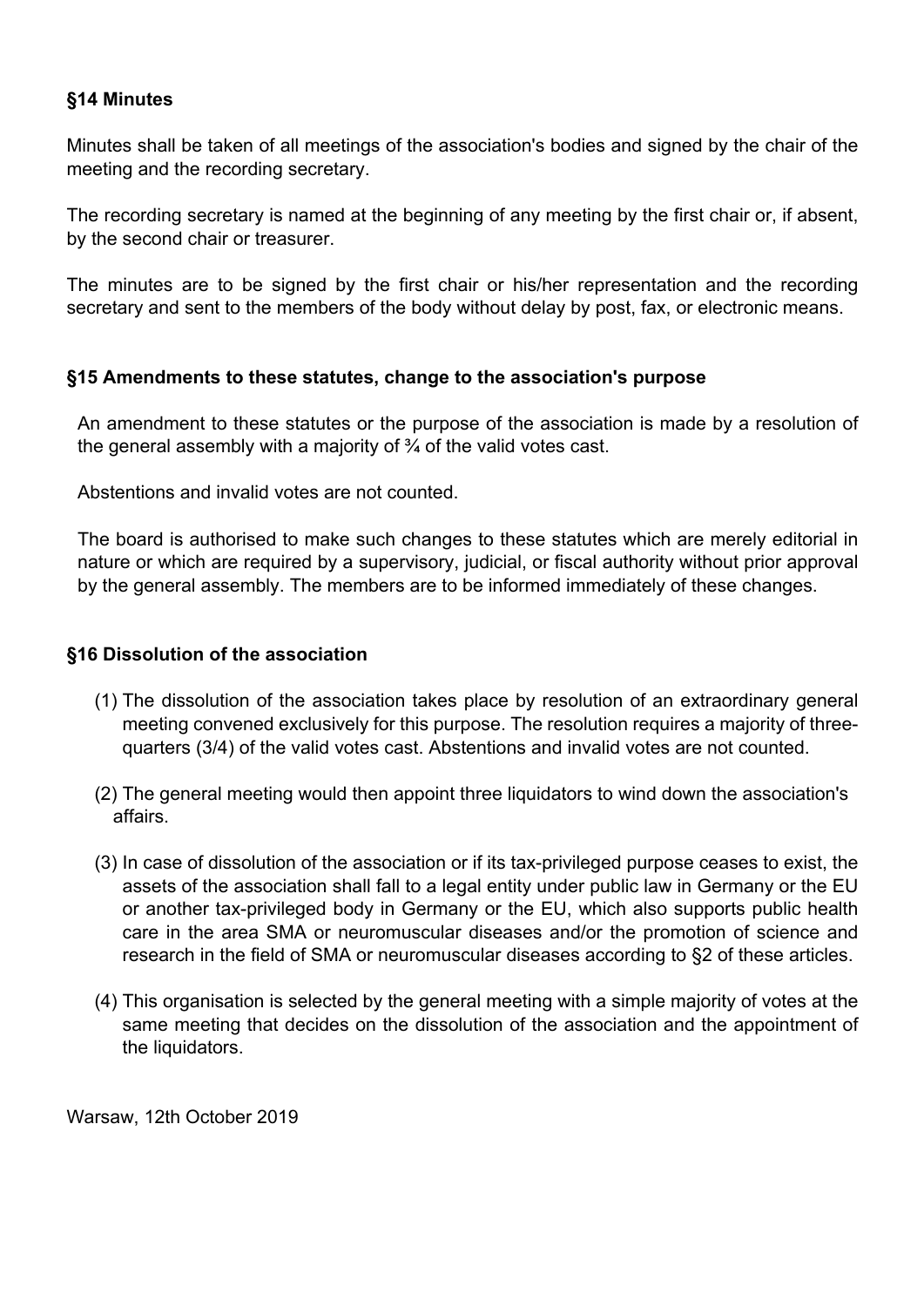**§14 Minutes**

Minutes shall be taken of all meetings of the association's bodies and signed by the chair of the meeting and the recording secretary.

The recording secretary is named at the beginning of any meeting by the first chair or, if absent, by the second chair or treasurer.

The minutes are to be signed by the first chair or his/her representation and the recording secretary and sent to the members of the body without delay by post, fax, or electronic means.

**§15 Amendments to these statutes, change to the association's purpose**

An amendment to these statutes or the purpose of the association is made by a resolution of the general assembly with a majority of ¾ of the valid votes cast.

Abstentions and invalid votes are not counted.

The board is authorised to make such changes to these statutes which are merely editorial in nature or which are required by a supervisory, judicial, or fiscal authority without prior approval by the general assembly. The members are to be informed immediately of these changes.

**§16 Dissolution of the association**

(1) The dissolution of the association takes place by resolution of an extraordinary general meeting convened exclusively for this purpose. The resolution requires a majority of three-quarters (3/4) of the valid votes cast. Abstentions and invalid votes are not counted.

(2) The general meeting would then appoint three liquidators to wind down the association's affairs.

(3) In case of dissolution of the association or if its tax-privileged purpose ceases to exist, the assets of the association shall fall to a legal entity under public law in Germany or the EU or another tax-privileged body in Germany or the EU, which also supports public health care in the area SMA or neuromuscular diseases and/or the promotion of science and research in the field of SMA or neuromuscular diseases according to §2 of these articles.

(4) This organisation is selected by the general meeting with a simple majority of votes at the same meeting that decides on the dissolution of the association and the appointment of the liquidators.

Warsaw, 12th October 2019